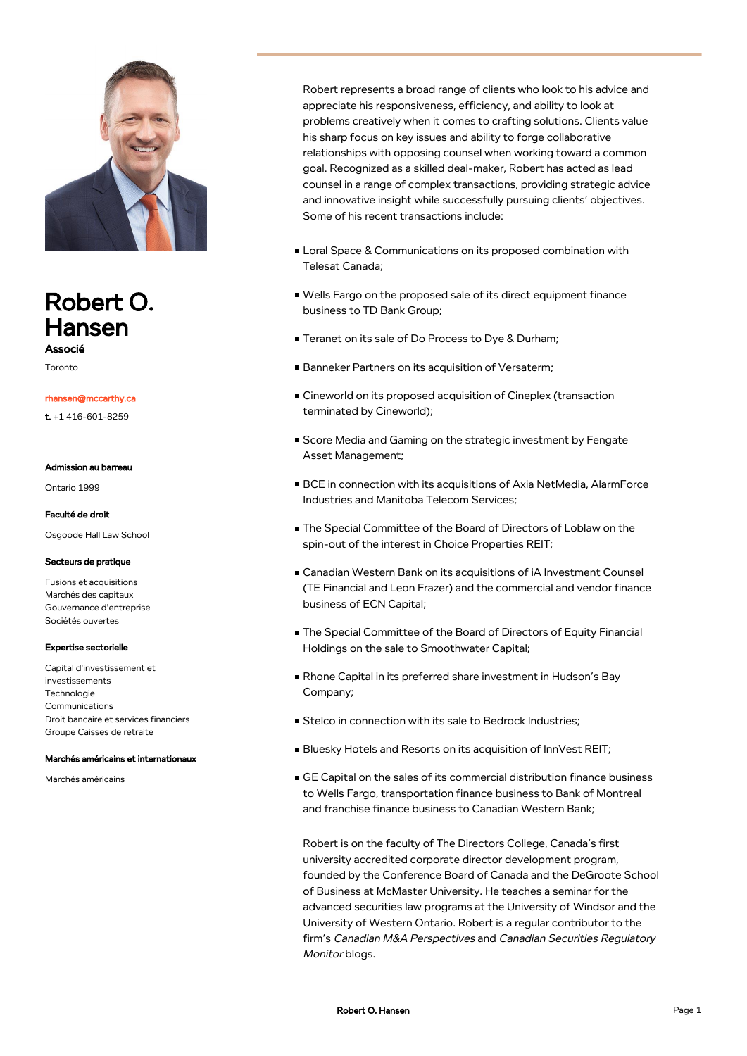# Robert O. Hansen

**Associé**

Toronto

rhansen@mccarthy.ca

**t.** +1 416-601-8259

#### Admission au barreau

Ontario 1999

#### Faculté de droit

Osgoode Hall Law School

#### Secteurs de pratique

Fusions et acquisitions
Marchés des capitaux
Gouvernance d'entreprise
Sociétés ouvertes

#### Expertise sectorielle

Capital d'investissement et investissements
Technologie
Communications
Droit bancaire et services financiers
Groupe Caisses de retraite

#### Marchés américains et internationaux

Marchés américains

Robert represents a broad range of clients who look to his advice and appreciate his responsiveness, efficiency, and ability to look at problems creatively when it comes to crafting solutions. Clients value his sharp focus on key issues and ability to forge collaborative relationships with opposing counsel when working toward a common goal. Recognized as a skilled deal-maker, Robert has acted as lead counsel in a range of complex transactions, providing strategic advice and innovative insight while successfully pursuing clients' objectives. Some of his recent transactions include:

- Loral Space & Communications on its proposed combination with Telesat Canada;
- Wells Fargo on the proposed sale of its direct equipment finance business to TD Bank Group;
- Teranet on its sale of Do Process to Dye & Durham;
- Banneker Partners on its acquisition of Versaterm;
- Cineworld on its proposed acquisition of Cineplex (transaction terminated by Cineworld);
- Score Media and Gaming on the strategic investment by Fengate Asset Management;
- BCE in connection with its acquisitions of Axia NetMedia, AlarmForce Industries and Manitoba Telecom Services;
- The Special Committee of the Board of Directors of Loblaw on the spin-out of the interest in Choice Properties REIT;
- Canadian Western Bank on its acquisitions of iA Investment Counsel (TE Financial and Leon Frazer) and the commercial and vendor finance business of ECN Capital;
- The Special Committee of the Board of Directors of Equity Financial Holdings on the sale to Smoothwater Capital;
- Rhone Capital in its preferred share investment in Hudson's Bay Company;
- Stelco in connection with its sale to Bedrock Industries;
- Bluesky Hotels and Resorts on its acquisition of InnVest REIT;
- GE Capital on the sales of its commercial distribution finance business to Wells Fargo, transportation finance business to Bank of Montreal and franchise finance business to Canadian Western Bank;

Robert is on the faculty of The Directors College, Canada's first university accredited corporate director development program, founded by the Conference Board of Canada and the DeGroote School of Business at McMaster University. He teaches a seminar for the advanced securities law programs at the University of Windsor and the University of Western Ontario. Robert is a regular contributor to the firm's *Canadian M&A Perspectives* and *Canadian Securities Regulatory Monitor* blogs.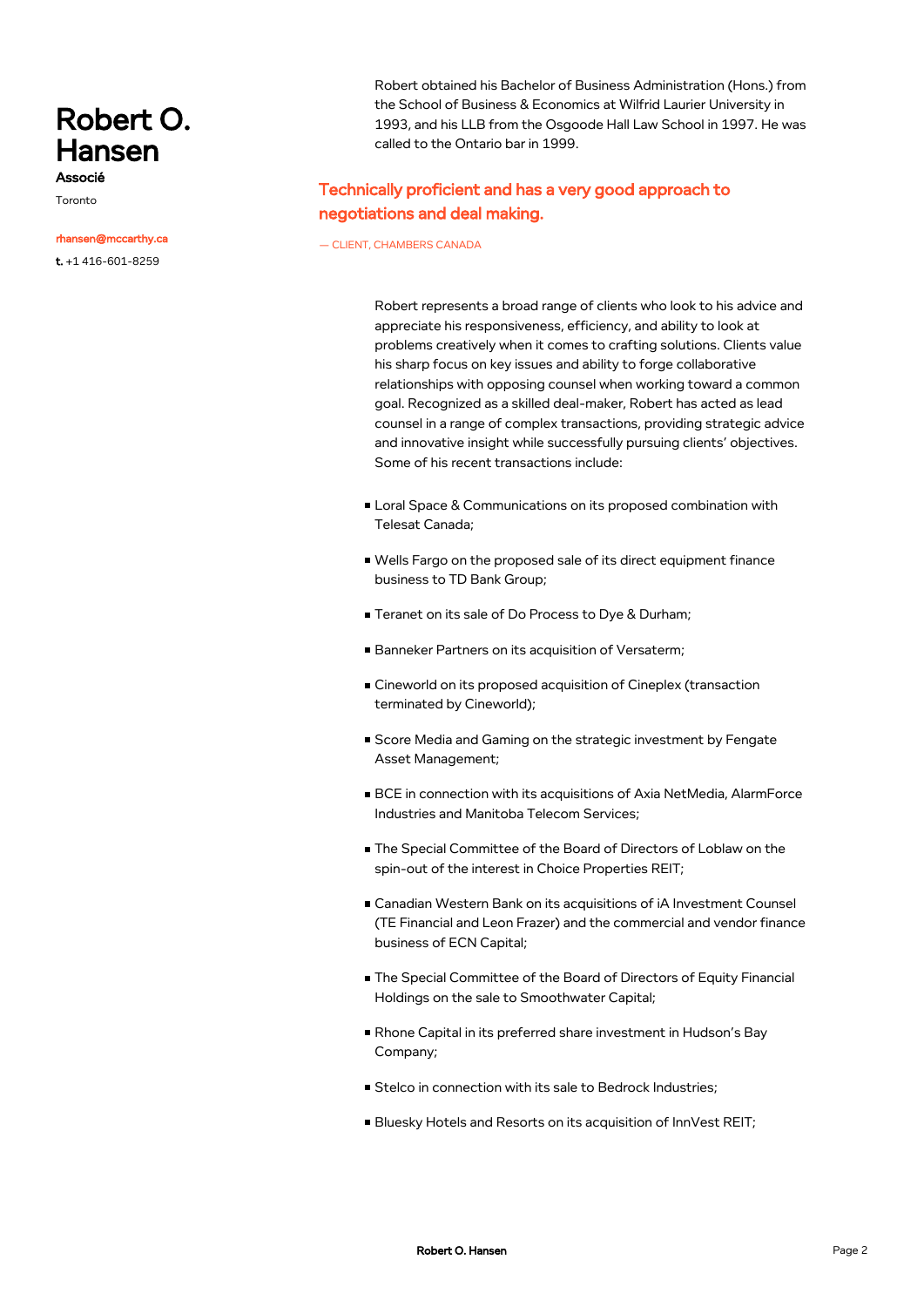# Robert O. Hansen

**Associé**

Toronto

rhansen@mccarthy.ca

**t.** +1 416-601-8259

Robert obtained his Bachelor of Business Administration (Hons.) from the School of Business & Economics at Wilfrid Laurier University in 1993, and his LLB from the Osgoode Hall Law School in 1997. He was called to the Ontario bar in 1999.

## Technically proficient and has a very good approach to negotiations and deal making.

— CLIENT, CHAMBERS CANADA

Robert represents a broad range of clients who look to his advice and appreciate his responsiveness, efficiency, and ability to look at problems creatively when it comes to crafting solutions. Clients value his sharp focus on key issues and ability to forge collaborative relationships with opposing counsel when working toward a common goal. Recognized as a skilled deal-maker, Robert has acted as lead counsel in a range of complex transactions, providing strategic advice and innovative insight while successfully pursuing clients' objectives. Some of his recent transactions include:

- Loral Space & Communications on its proposed combination with Telesat Canada;
- Wells Fargo on the proposed sale of its direct equipment finance business to TD Bank Group;
- Teranet on its sale of Do Process to Dye & Durham;
- Banneker Partners on its acquisition of Versaterm;
- Cineworld on its proposed acquisition of Cineplex (transaction terminated by Cineworld);
- Score Media and Gaming on the strategic investment by Fengate Asset Management;
- BCE in connection with its acquisitions of Axia NetMedia, AlarmForce Industries and Manitoba Telecom Services;
- The Special Committee of the Board of Directors of Loblaw on the spin-out of the interest in Choice Properties REIT;
- Canadian Western Bank on its acquisitions of iA Investment Counsel (TE Financial and Leon Frazer) and the commercial and vendor finance business of ECN Capital;
- The Special Committee of the Board of Directors of Equity Financial Holdings on the sale to Smoothwater Capital;
- Rhone Capital in its preferred share investment in Hudson's Bay Company;
- Stelco in connection with its sale to Bedrock Industries;
- Bluesky Hotels and Resorts on its acquisition of InnVest REIT;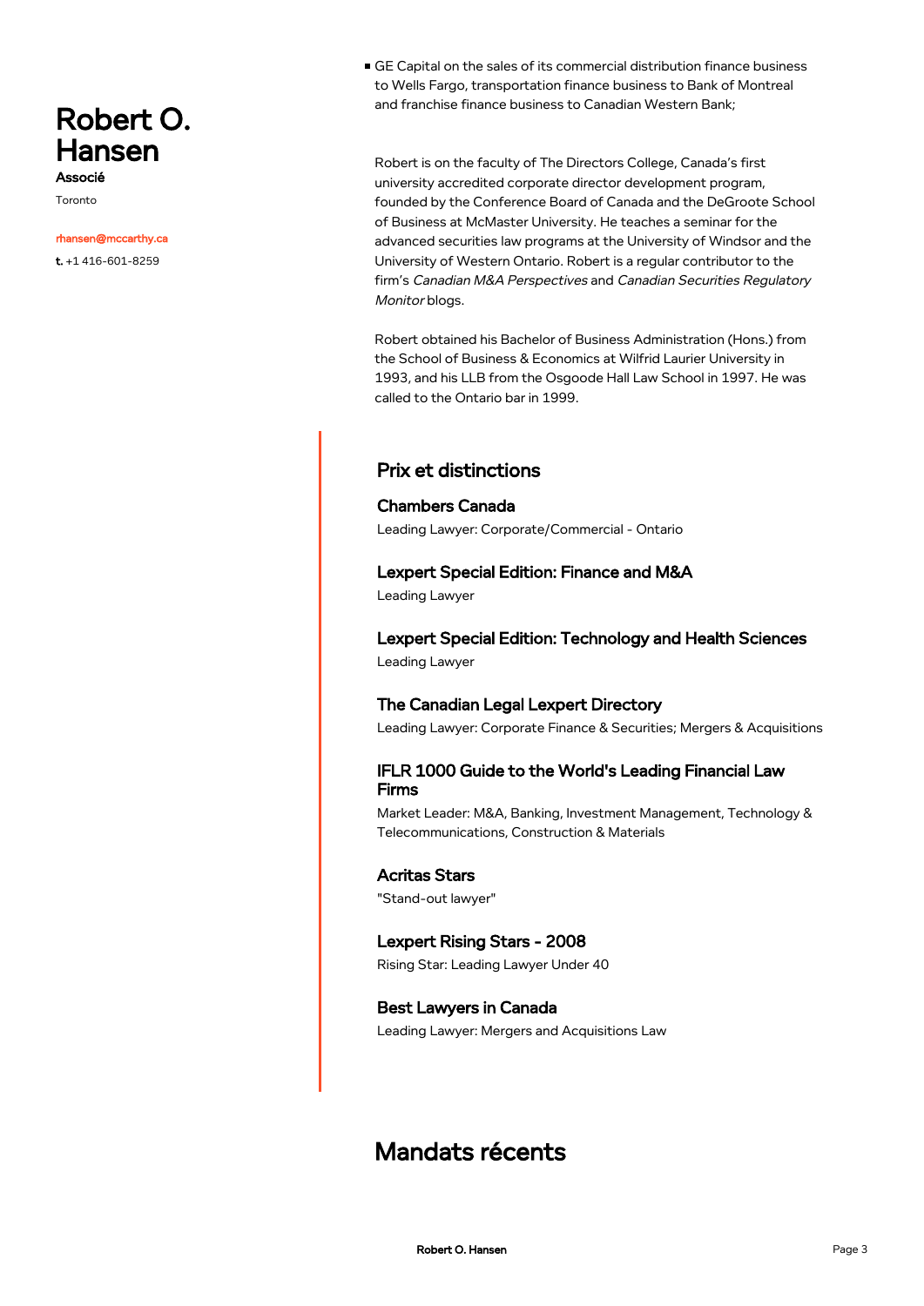# Robert O. Hansen

**Associé**

Toronto

rhansen@mccarthy.ca

**t.** +1 416-601-8259

- GE Capital on the sales of its commercial distribution finance business to Wells Fargo, transportation finance business to Bank of Montreal and franchise finance business to Canadian Western Bank;

Robert is on the faculty of The Directors College, Canada's first university accredited corporate director development program, founded by the Conference Board of Canada and the DeGroote School of Business at McMaster University. He teaches a seminar for the advanced securities law programs at the University of Windsor and the University of Western Ontario. Robert is a regular contributor to the firm's *Canadian M&A Perspectives* and *Canadian Securities Regulatory Monitor* blogs.

Robert obtained his Bachelor of Business Administration (Hons.) from the School of Business & Economics at Wilfrid Laurier University in 1993, and his LLB from the Osgoode Hall Law School in 1997. He was called to the Ontario bar in 1999.

## Prix et distinctions

### Chambers Canada

Leading Lawyer: Corporate/Commercial - Ontario

### Lexpert Special Edition: Finance and M&A

Leading Lawyer

### Lexpert Special Edition: Technology and Health Sciences

Leading Lawyer

### The Canadian Legal Lexpert Directory

Leading Lawyer: Corporate Finance & Securities; Mergers & Acquisitions

### IFLR 1000 Guide to the World's Leading Financial Law Firms

Market Leader: M&A, Banking, Investment Management, Technology & Telecommunications, Construction & Materials

### Acritas Stars

"Stand-out lawyer"

### Lexpert Rising Stars - 2008

Rising Star: Leading Lawyer Under 40

### Best Lawyers in Canada

Leading Lawyer: Mergers and Acquisitions Law

# Mandats récents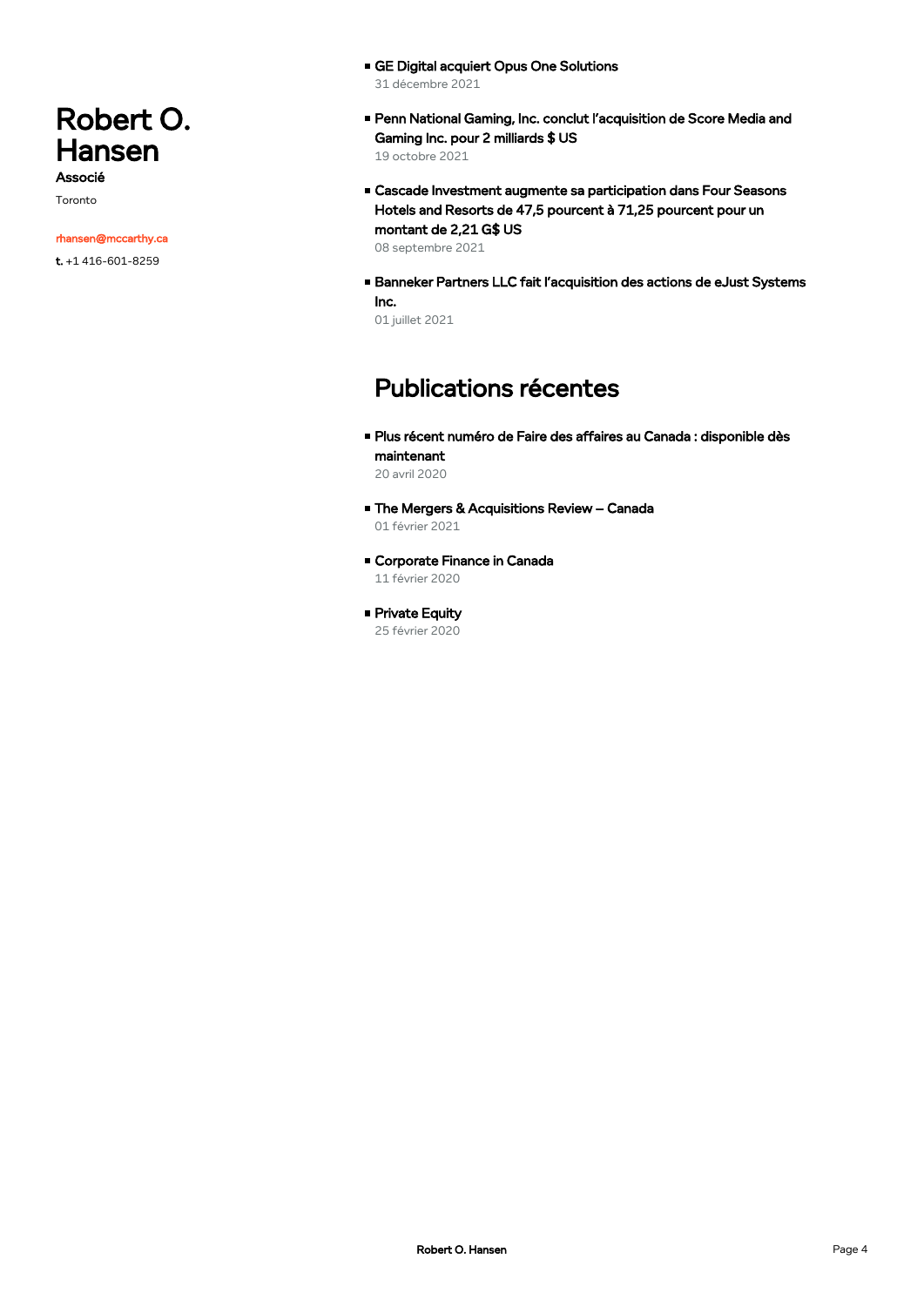# Robert O. Hansen

**Associé**

Toronto

rhansen@mccarthy.ca

**t.** +1 416-601-8259

- **GE Digital acquiert Opus One Solutions**
  31 décembre 2021
- **Penn National Gaming, Inc. conclut l'acquisition de Score Media and Gaming Inc. pour 2 milliards $ US**
  19 octobre 2021
- **Cascade Investment augmente sa participation dans Four Seasons Hotels and Resorts de 47,5 pourcent à 71,25 pourcent pour un montant de 2,21 G$ US**
  08 septembre 2021
- **Banneker Partners LLC fait l'acquisition des actions de eJust Systems Inc.**
  01 juillet 2021

## Publications récentes

- **Plus récent numéro de Faire des affaires au Canada : disponible dès maintenant**
  20 avril 2020
- **The Mergers & Acquisitions Review – Canada**
  01 février 2021
- **Corporate Finance in Canada**
  11 février 2020
- **Private Equity**
  25 février 2020